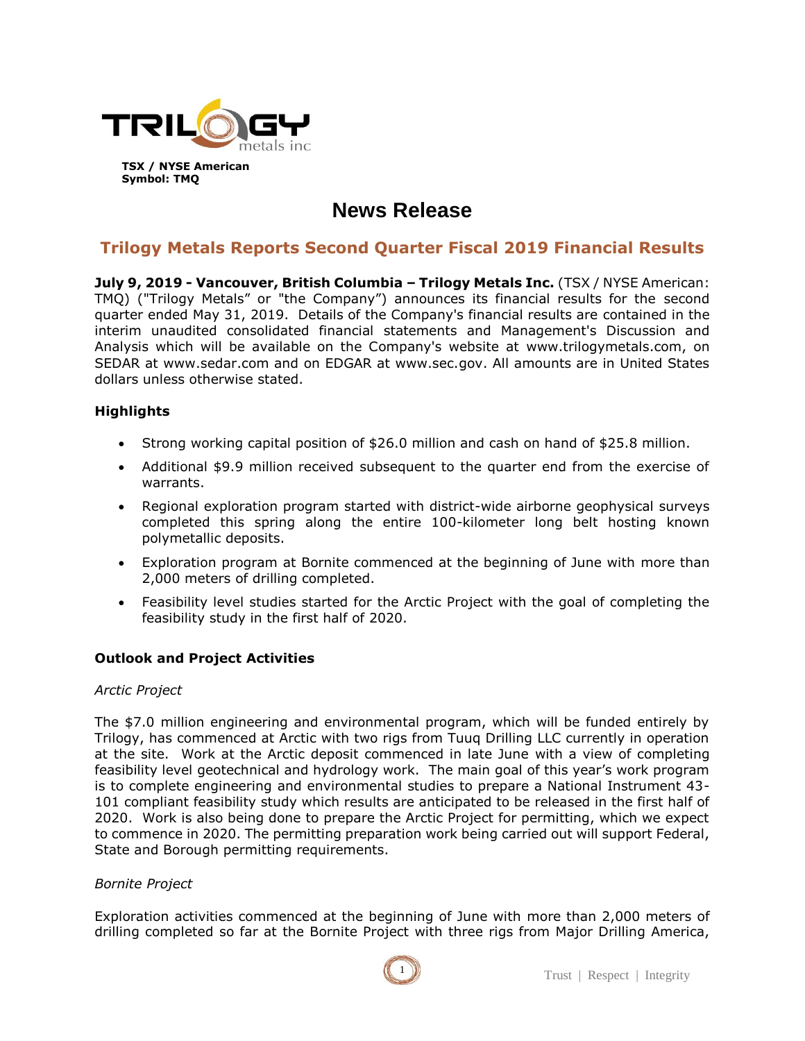TRILOGY metals inc

**TSX / NYSE American**
**Symbol: TMQ**

# News Release

## Trilogy Metals Reports Second Quarter Fiscal 2019 Financial Results

**July 9, 2019 - Vancouver, British Columbia – Trilogy Metals Inc.** (TSX / NYSE American: TMQ) ("Trilogy Metals" or "the Company") announces its financial results for the second quarter ended May 31, 2019. Details of the Company's financial results are contained in the interim unaudited consolidated financial statements and Management's Discussion and Analysis which will be available on the Company's website at www.trilogymetals.com, on SEDAR at www.sedar.com and on EDGAR at www.sec.gov. All amounts are in United States dollars unless otherwise stated.

### Highlights

- Strong working capital position of $26.0 million and cash on hand of $25.8 million.
- Additional $9.9 million received subsequent to the quarter end from the exercise of warrants.
- Regional exploration program started with district-wide airborne geophysical surveys completed this spring along the entire 100-kilometer long belt hosting known polymetallic deposits.
- Exploration program at Bornite commenced at the beginning of June with more than 2,000 meters of drilling completed.
- Feasibility level studies started for the Arctic Project with the goal of completing the feasibility study in the first half of 2020.

### Outlook and Project Activities

*Arctic Project*

The $7.0 million engineering and environmental program, which will be funded entirely by Trilogy, has commenced at Arctic with two rigs from Tuuq Drilling LLC currently in operation at the site. Work at the Arctic deposit commenced in late June with a view of completing feasibility level geotechnical and hydrology work. The main goal of this year's work program is to complete engineering and environmental studies to prepare a National Instrument 43-101 compliant feasibility study which results are anticipated to be released in the first half of 2020. Work is also being done to prepare the Arctic Project for permitting, which we expect to commence in 2020. The permitting preparation work being carried out will support Federal, State and Borough permitting requirements.

*Bornite Project*

Exploration activities commenced at the beginning of June with more than 2,000 meters of drilling completed so far at the Bornite Project with three rigs from Major Drilling America,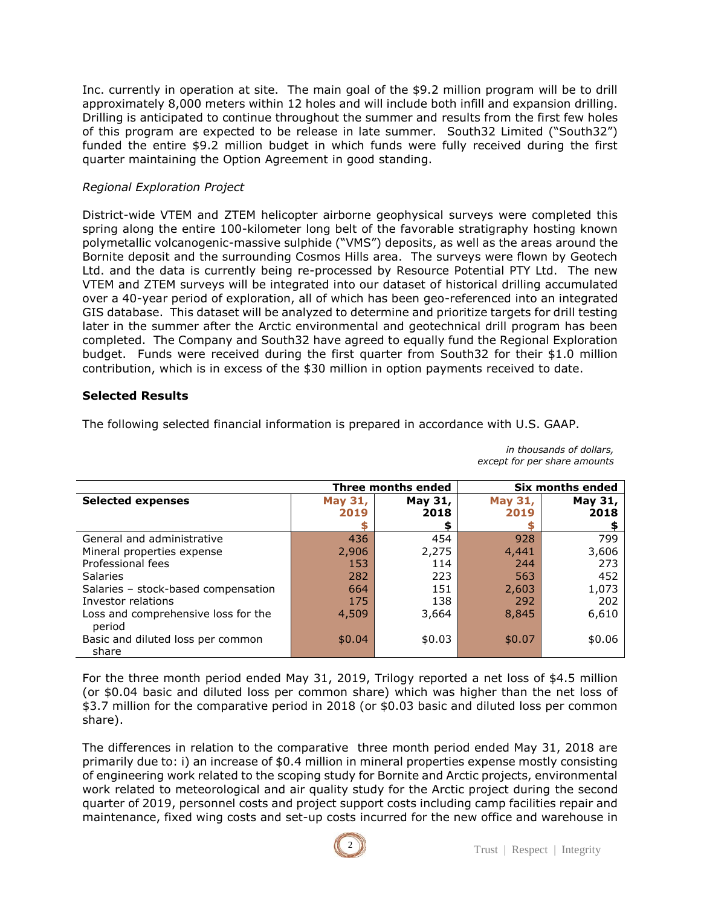Inc. currently in operation at site. The main goal of the $9.2 million program will be to drill approximately 8,000 meters within 12 holes and will include both infill and expansion drilling. Drilling is anticipated to continue throughout the summer and results from the first few holes of this program are expected to be release in late summer. South32 Limited ("South32") funded the entire $9.2 million budget in which funds were fully received during the first quarter maintaining the Option Agreement in good standing.

*Regional Exploration Project*

District-wide VTEM and ZTEM helicopter airborne geophysical surveys were completed this spring along the entire 100-kilometer long belt of the favorable stratigraphy hosting known polymetallic volcanogenic-massive sulphide ("VMS") deposits, as well as the areas around the Bornite deposit and the surrounding Cosmos Hills area. The surveys were flown by Geotech Ltd. and the data is currently being re-processed by Resource Potential PTY Ltd. The new VTEM and ZTEM surveys will be integrated into our dataset of historical drilling accumulated over a 40-year period of exploration, all of which has been geo-referenced into an integrated GIS database. This dataset will be analyzed to determine and prioritize targets for drill testing later in the summer after the Arctic environmental and geotechnical drill program has been completed. The Company and South32 have agreed to equally fund the Regional Exploration budget. Funds were received during the first quarter from South32 for their $1.0 million contribution, which is in excess of the $30 million in option payments received to date.

**Selected Results**

The following selected financial information is prepared in accordance with U.S. GAAP.

*in thousands of dollars, except for per share amounts*

| | Three months ended | | Six months ended | |
|---|---|---|---|---|
| **Selected expenses** | **May 31, 2019 $** | **May 31, 2018 $** | **May 31, 2019 $** | **May 31, 2018 $** |
| General and administrative | 436 | 454 | 928 | 799 |
| Mineral properties expense | 2,906 | 2,275 | 4,441 | 3,606 |
| Professional fees | 153 | 114 | 244 | 273 |
| Salaries | 282 | 223 | 563 | 452 |
| Salaries – stock-based compensation | 664 | 151 | 2,603 | 1,073 |
| Investor relations | 175 | 138 | 292 | 202 |
| Loss and comprehensive loss for the period | 4,509 | 3,664 | 8,845 | 6,610 |
| Basic and diluted loss per common share | $0.04 | $0.03 | $0.07 | $0.06 |

For the three month period ended May 31, 2019, Trilogy reported a net loss of $4.5 million (or $0.04 basic and diluted loss per common share) which was higher than the net loss of $3.7 million for the comparative period in 2018 (or $0.03 basic and diluted loss per common share).

The differences in relation to the comparative three month period ended May 31, 2018 are primarily due to: i) an increase of $0.4 million in mineral properties expense mostly consisting of engineering work related to the scoping study for Bornite and Arctic projects, environmental work related to meteorological and air quality study for the Arctic project during the second quarter of 2019, personnel costs and project support costs including camp facilities repair and maintenance, fixed wing costs and set-up costs incurred for the new office and warehouse in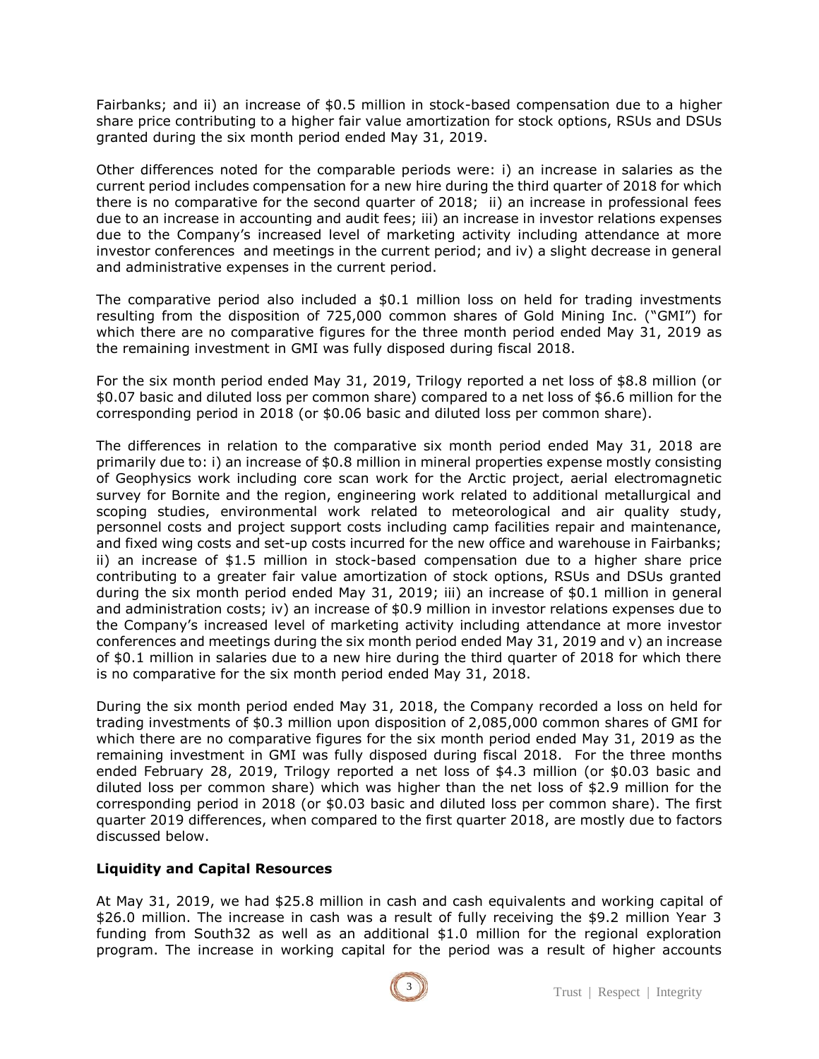Fairbanks; and ii) an increase of $0.5 million in stock-based compensation due to a higher share price contributing to a higher fair value amortization for stock options, RSUs and DSUs granted during the six month period ended May 31, 2019.

Other differences noted for the comparable periods were: i) an increase in salaries as the current period includes compensation for a new hire during the third quarter of 2018 for which there is no comparative for the second quarter of 2018; ii) an increase in professional fees due to an increase in accounting and audit fees; iii) an increase in investor relations expenses due to the Company's increased level of marketing activity including attendance at more investor conferences and meetings in the current period; and iv) a slight decrease in general and administrative expenses in the current period.

The comparative period also included a $0.1 million loss on held for trading investments resulting from the disposition of 725,000 common shares of Gold Mining Inc. ("GMI") for which there are no comparative figures for the three month period ended May 31, 2019 as the remaining investment in GMI was fully disposed during fiscal 2018.

For the six month period ended May 31, 2019, Trilogy reported a net loss of $8.8 million (or $0.07 basic and diluted loss per common share) compared to a net loss of $6.6 million for the corresponding period in 2018 (or $0.06 basic and diluted loss per common share).

The differences in relation to the comparative six month period ended May 31, 2018 are primarily due to: i) an increase of $0.8 million in mineral properties expense mostly consisting of Geophysics work including core scan work for the Arctic project, aerial electromagnetic survey for Bornite and the region, engineering work related to additional metallurgical and scoping studies, environmental work related to meteorological and air quality study, personnel costs and project support costs including camp facilities repair and maintenance, and fixed wing costs and set-up costs incurred for the new office and warehouse in Fairbanks; ii) an increase of $1.5 million in stock-based compensation due to a higher share price contributing to a greater fair value amortization of stock options, RSUs and DSUs granted during the six month period ended May 31, 2019; iii) an increase of $0.1 million in general and administration costs; iv) an increase of $0.9 million in investor relations expenses due to the Company's increased level of marketing activity including attendance at more investor conferences and meetings during the six month period ended May 31, 2019 and v) an increase of $0.1 million in salaries due to a new hire during the third quarter of 2018 for which there is no comparative for the six month period ended May 31, 2018.

During the six month period ended May 31, 2018, the Company recorded a loss on held for trading investments of $0.3 million upon disposition of 2,085,000 common shares of GMI for which there are no comparative figures for the six month period ended May 31, 2019 as the remaining investment in GMI was fully disposed during fiscal 2018. For the three months ended February 28, 2019, Trilogy reported a net loss of $4.3 million (or $0.03 basic and diluted loss per common share) which was higher than the net loss of $2.9 million for the corresponding period in 2018 (or $0.03 basic and diluted loss per common share). The first quarter 2019 differences, when compared to the first quarter 2018, are mostly due to factors discussed below.

## Liquidity and Capital Resources

At May 31, 2019, we had $25.8 million in cash and cash equivalents and working capital of $26.0 million. The increase in cash was a result of fully receiving the $9.2 million Year 3 funding from South32 as well as an additional $1.0 million for the regional exploration program. The increase in working capital for the period was a result of higher accounts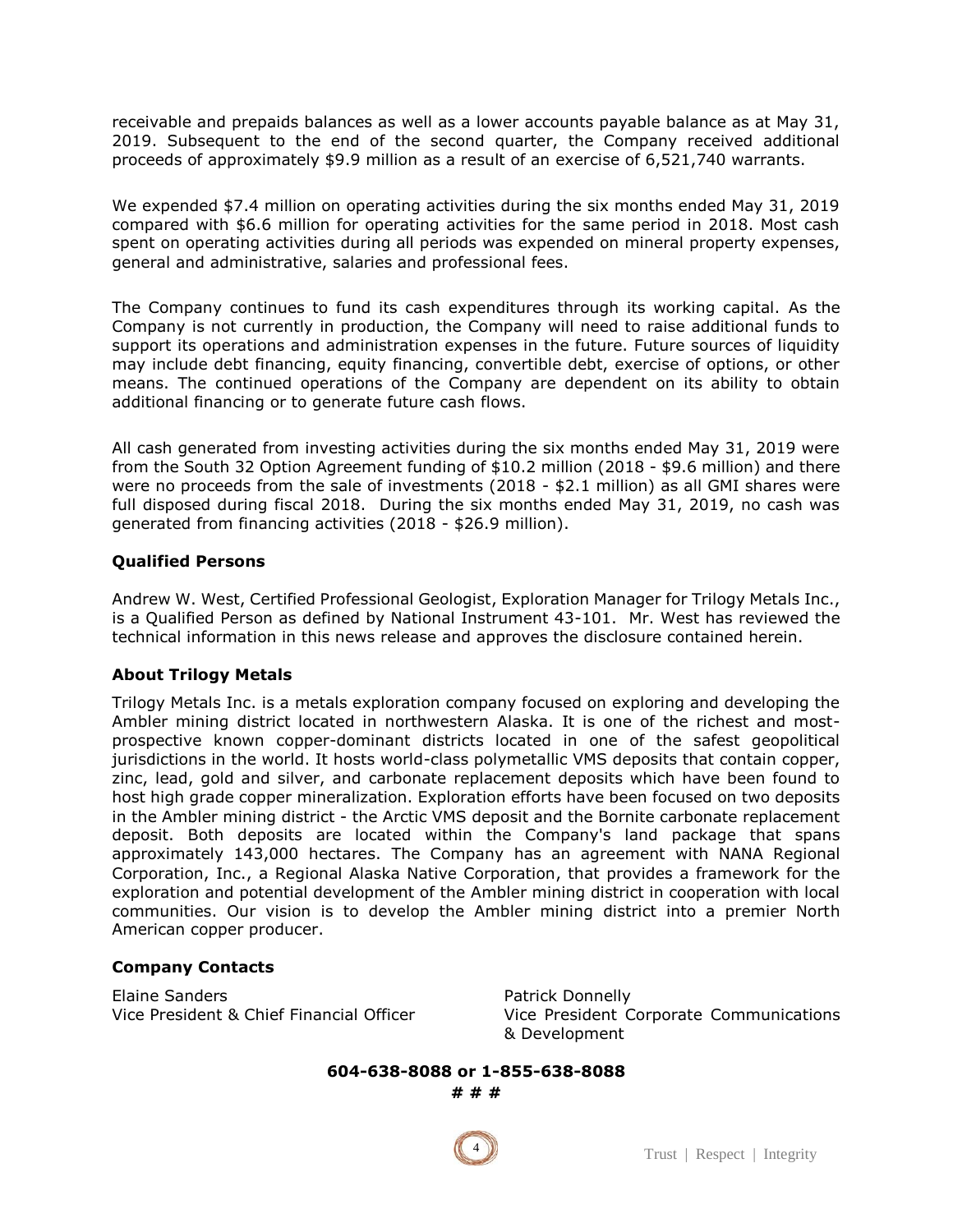receivable and prepaids balances as well as a lower accounts payable balance as at May 31, 2019. Subsequent to the end of the second quarter, the Company received additional proceeds of approximately $9.9 million as a result of an exercise of 6,521,740 warrants.

We expended $7.4 million on operating activities during the six months ended May 31, 2019 compared with $6.6 million for operating activities for the same period in 2018. Most cash spent on operating activities during all periods was expended on mineral property expenses, general and administrative, salaries and professional fees.

The Company continues to fund its cash expenditures through its working capital. As the Company is not currently in production, the Company will need to raise additional funds to support its operations and administration expenses in the future. Future sources of liquidity may include debt financing, equity financing, convertible debt, exercise of options, or other means. The continued operations of the Company are dependent on its ability to obtain additional financing or to generate future cash flows.

All cash generated from investing activities during the six months ended May 31, 2019 were from the South 32 Option Agreement funding of $10.2 million (2018 - $9.6 million) and there were no proceeds from the sale of investments (2018 - $2.1 million) as all GMI shares were full disposed during fiscal 2018. During the six months ended May 31, 2019, no cash was generated from financing activities (2018 - $26.9 million).

**Qualified Persons**

Andrew W. West, Certified Professional Geologist, Exploration Manager for Trilogy Metals Inc., is a Qualified Person as defined by National Instrument 43-101. Mr. West has reviewed the technical information in this news release and approves the disclosure contained herein.

**About Trilogy Metals**

Trilogy Metals Inc. is a metals exploration company focused on exploring and developing the Ambler mining district located in northwestern Alaska. It is one of the richest and most-prospective known copper-dominant districts located in one of the safest geopolitical jurisdictions in the world. It hosts world-class polymetallic VMS deposits that contain copper, zinc, lead, gold and silver, and carbonate replacement deposits which have been found to host high grade copper mineralization. Exploration efforts have been focused on two deposits in the Ambler mining district - the Arctic VMS deposit and the Bornite carbonate replacement deposit. Both deposits are located within the Company's land package that spans approximately 143,000 hectares. The Company has an agreement with NANA Regional Corporation, Inc., a Regional Alaska Native Corporation, that provides a framework for the exploration and potential development of the Ambler mining district in cooperation with local communities. Our vision is to develop the Ambler mining district into a premier North American copper producer.

**Company Contacts**

Elaine Sanders
Vice President & Chief Financial Officer

Patrick Donnelly
Vice President Corporate Communications & Development

**604-638-8088 or 1-855-638-8088**

**# # #**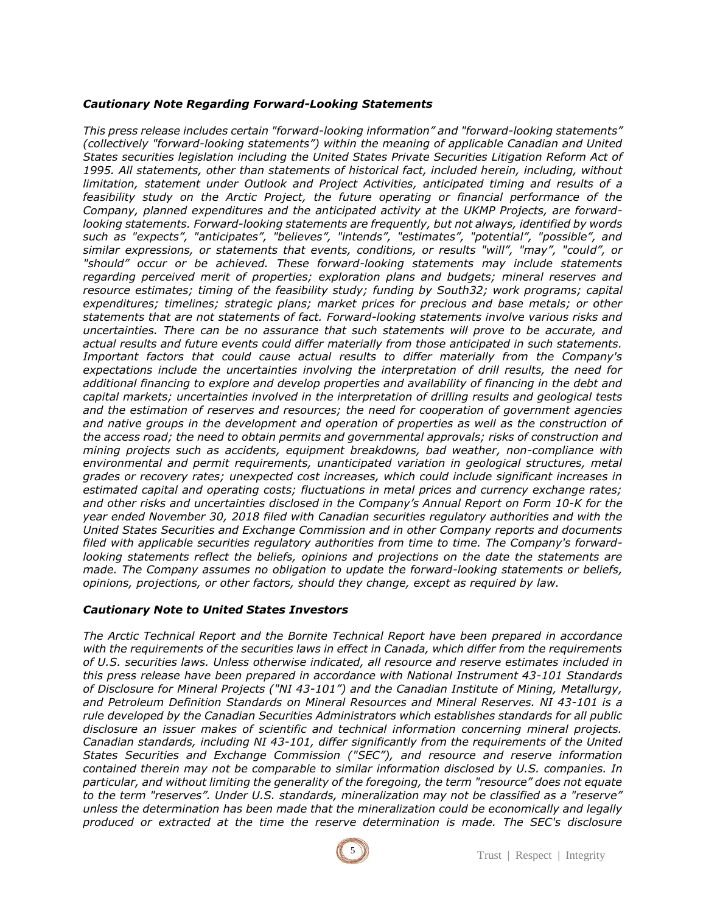### *Cautionary Note Regarding Forward-Looking Statements*

*This press release includes certain "forward-looking information" and "forward-looking statements" (collectively "forward-looking statements") within the meaning of applicable Canadian and United States securities legislation including the United States Private Securities Litigation Reform Act of 1995. All statements, other than statements of historical fact, included herein, including, without limitation, statement under Outlook and Project Activities, anticipated timing and results of a feasibility study on the Arctic Project, the future operating or financial performance of the Company, planned expenditures and the anticipated activity at the UKMP Projects, are forward-looking statements. Forward-looking statements are frequently, but not always, identified by words such as "expects", "anticipates", "believes", "intends", "estimates", "potential", "possible", and similar expressions, or statements that events, conditions, or results "will", "may", "could", or "should" occur or be achieved. These forward-looking statements may include statements regarding perceived merit of properties; exploration plans and budgets; mineral reserves and resource estimates; timing of the feasibility study; funding by South32; work programs; capital expenditures; timelines; strategic plans; market prices for precious and base metals; or other statements that are not statements of fact. Forward-looking statements involve various risks and uncertainties. There can be no assurance that such statements will prove to be accurate, and actual results and future events could differ materially from those anticipated in such statements. Important factors that could cause actual results to differ materially from the Company's expectations include the uncertainties involving the interpretation of drill results, the need for additional financing to explore and develop properties and availability of financing in the debt and capital markets; uncertainties involved in the interpretation of drilling results and geological tests and the estimation of reserves and resources; the need for cooperation of government agencies and native groups in the development and operation of properties as well as the construction of the access road; the need to obtain permits and governmental approvals; risks of construction and mining projects such as accidents, equipment breakdowns, bad weather, non-compliance with environmental and permit requirements, unanticipated variation in geological structures, metal grades or recovery rates; unexpected cost increases, which could include significant increases in estimated capital and operating costs; fluctuations in metal prices and currency exchange rates; and other risks and uncertainties disclosed in the Company's Annual Report on Form 10-K for the year ended November 30, 2018 filed with Canadian securities regulatory authorities and with the United States Securities and Exchange Commission and in other Company reports and documents filed with applicable securities regulatory authorities from time to time. The Company's forward-looking statements reflect the beliefs, opinions and projections on the date the statements are made. The Company assumes no obligation to update the forward-looking statements or beliefs, opinions, projections, or other factors, should they change, except as required by law.*

### *Cautionary Note to United States Investors*

*The Arctic Technical Report and the Bornite Technical Report have been prepared in accordance with the requirements of the securities laws in effect in Canada, which differ from the requirements of U.S. securities laws. Unless otherwise indicated, all resource and reserve estimates included in this press release have been prepared in accordance with National Instrument 43-101 Standards of Disclosure for Mineral Projects ("NI 43-101") and the Canadian Institute of Mining, Metallurgy, and Petroleum Definition Standards on Mineral Resources and Mineral Reserves. NI 43-101 is a rule developed by the Canadian Securities Administrators which establishes standards for all public disclosure an issuer makes of scientific and technical information concerning mineral projects. Canadian standards, including NI 43-101, differ significantly from the requirements of the United States Securities and Exchange Commission ("SEC"), and resource and reserve information contained therein may not be comparable to similar information disclosed by U.S. companies. In particular, and without limiting the generality of the foregoing, the term "resource" does not equate to the term "reserves". Under U.S. standards, mineralization may not be classified as a "reserve" unless the determination has been made that the mineralization could be economically and legally produced or extracted at the time the reserve determination is made. The SEC's disclosure*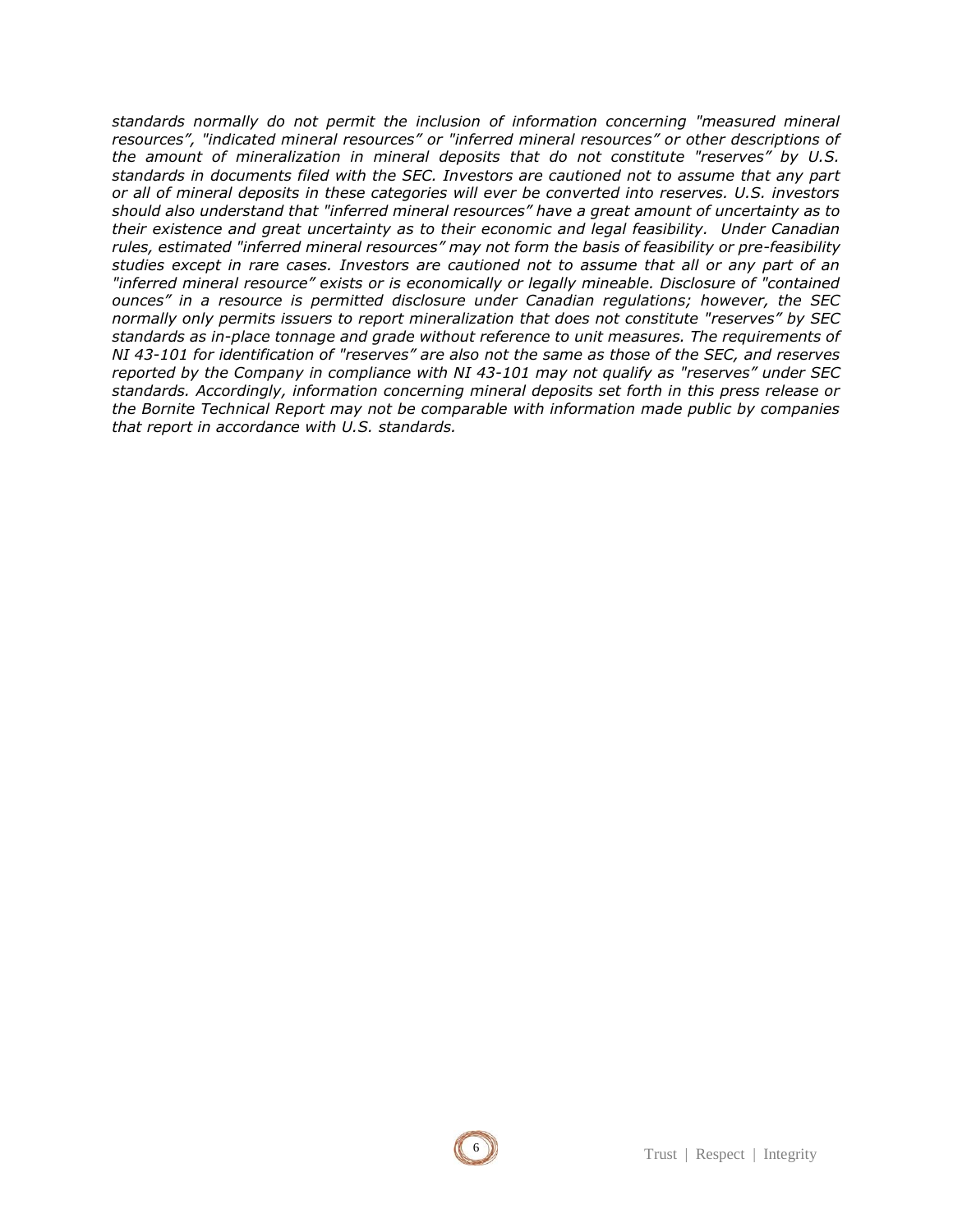*standards normally do not permit the inclusion of information concerning "measured mineral resources", "indicated mineral resources" or "inferred mineral resources" or other descriptions of the amount of mineralization in mineral deposits that do not constitute "reserves" by U.S. standards in documents filed with the SEC. Investors are cautioned not to assume that any part or all of mineral deposits in these categories will ever be converted into reserves. U.S. investors should also understand that "inferred mineral resources" have a great amount of uncertainty as to their existence and great uncertainty as to their economic and legal feasibility. Under Canadian rules, estimated "inferred mineral resources" may not form the basis of feasibility or pre-feasibility studies except in rare cases. Investors are cautioned not to assume that all or any part of an "inferred mineral resource" exists or is economically or legally mineable. Disclosure of "contained ounces" in a resource is permitted disclosure under Canadian regulations; however, the SEC normally only permits issuers to report mineralization that does not constitute "reserves" by SEC standards as in-place tonnage and grade without reference to unit measures. The requirements of NI 43-101 for identification of "reserves" are also not the same as those of the SEC, and reserves reported by the Company in compliance with NI 43-101 may not qualify as "reserves" under SEC standards. Accordingly, information concerning mineral deposits set forth in this press release or the Bornite Technical Report may not be comparable with information made public by companies that report in accordance with U.S. standards.*